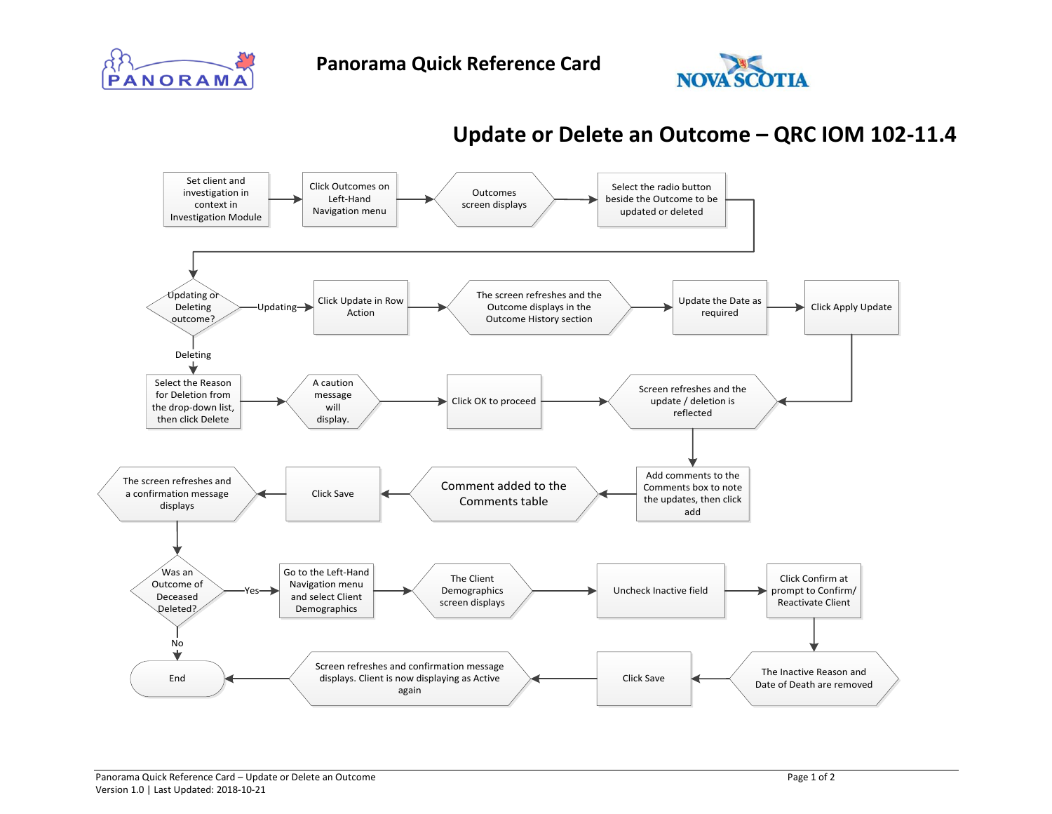# Panorama Quick Reference Card

## Update or Delete an Outcome – QRC IOM 102-11.4

Set client and investigation in context in Investigation Module

Click Outcomes on Left-Hand Navigation menu

Outcomes screen displays

Select the radio button beside the Outcome to be updated or deleted

Updating or Deleting outcome?

Updating

Click Update in Row Action

The screen refreshes and the Outcome displays in the Outcome History section

Update the Date as required

Click Apply Update

Deleting

Select the Reason for Deletion from the drop-down list, then click Delete

A caution message will display.

Click OK to proceed

Screen refreshes and the update / deletion is reflected

Add comments to the Comments box to note the updates, then click add

Comment added to the Comments table

Click Save

The screen refreshes and a confirmation message displays

Was an Outcome of Deceased Deleted?

Yes

Go to the Left-Hand Navigation menu and select Client Demographics

The Client Demographics screen displays

Uncheck Inactive field

Click Confirm at prompt to Confirm/ Reactivate Client

The Inactive Reason and Date of Death are removed

Click Save

Screen refreshes and confirmation message displays. Client is now displaying as Active again

No

End

Panorama Quick Reference Card – Update or Delete an Outcome
Version 1.0 | Last Updated: 2018-10-21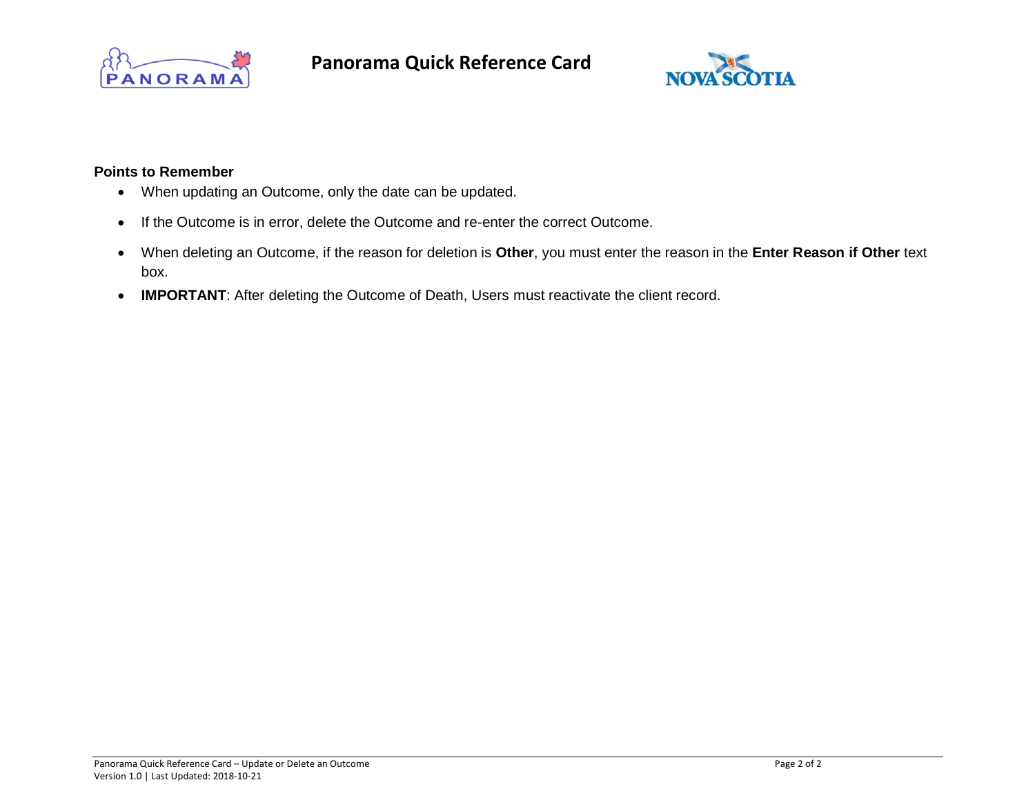**Points to Remember**

- When updating an Outcome, only the date can be updated.
- If the Outcome is in error, delete the Outcome and re-enter the correct Outcome.
- When deleting an Outcome, if the reason for deletion is **Other**, you must enter the reason in the **Enter Reason if Other** text box.
- **IMPORTANT**: After deleting the Outcome of Death, Users must reactivate the client record.